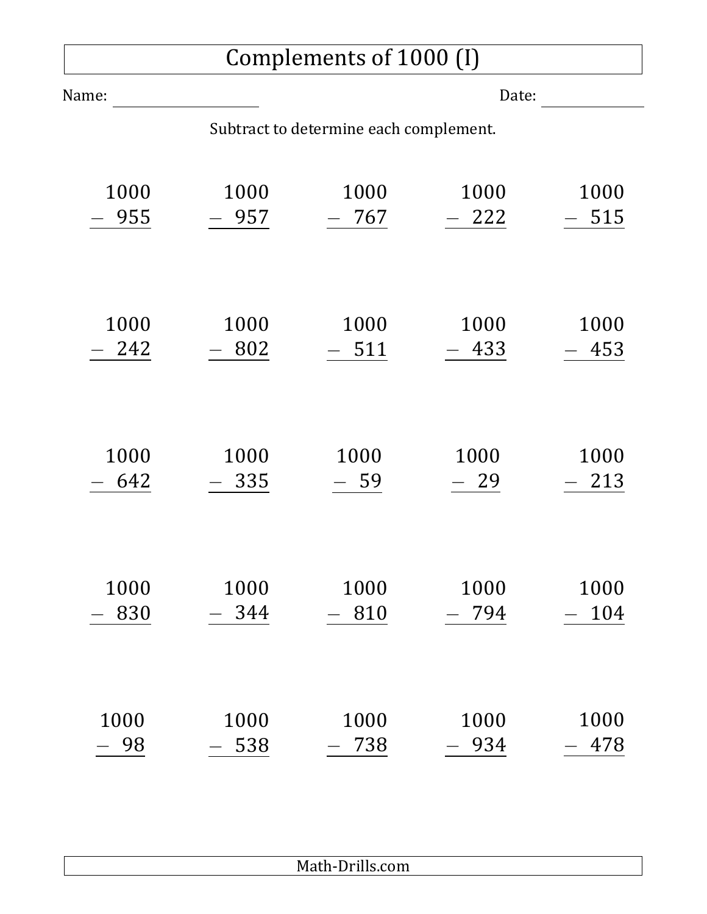# Complements of 1000 (I)

Name: ____________________ Date: ______________

Subtract to determine each complement.

| | | | | |
|---|---|---|---|---|
| $1000 - 955$ | $1000 - 957$ | $1000 - 767$ | $1000 - 222$ | $1000 - 515$ |
| $1000 - 242$ | $1000 - 802$ | $1000 - 511$ | $1000 - 433$ | $1000 - 453$ |
| $1000 - 642$ | $1000 - 335$ | $1000 - 59$ | $1000 - 29$ | $1000 - 213$ |
| $1000 - 830$ | $1000 - 344$ | $1000 - 810$ | $1000 - 794$ | $1000 - 104$ |
| $1000 - 98$ | $1000 - 538$ | $1000 - 738$ | $1000 - 934$ | $1000 - 478$ |

Math-Drills.com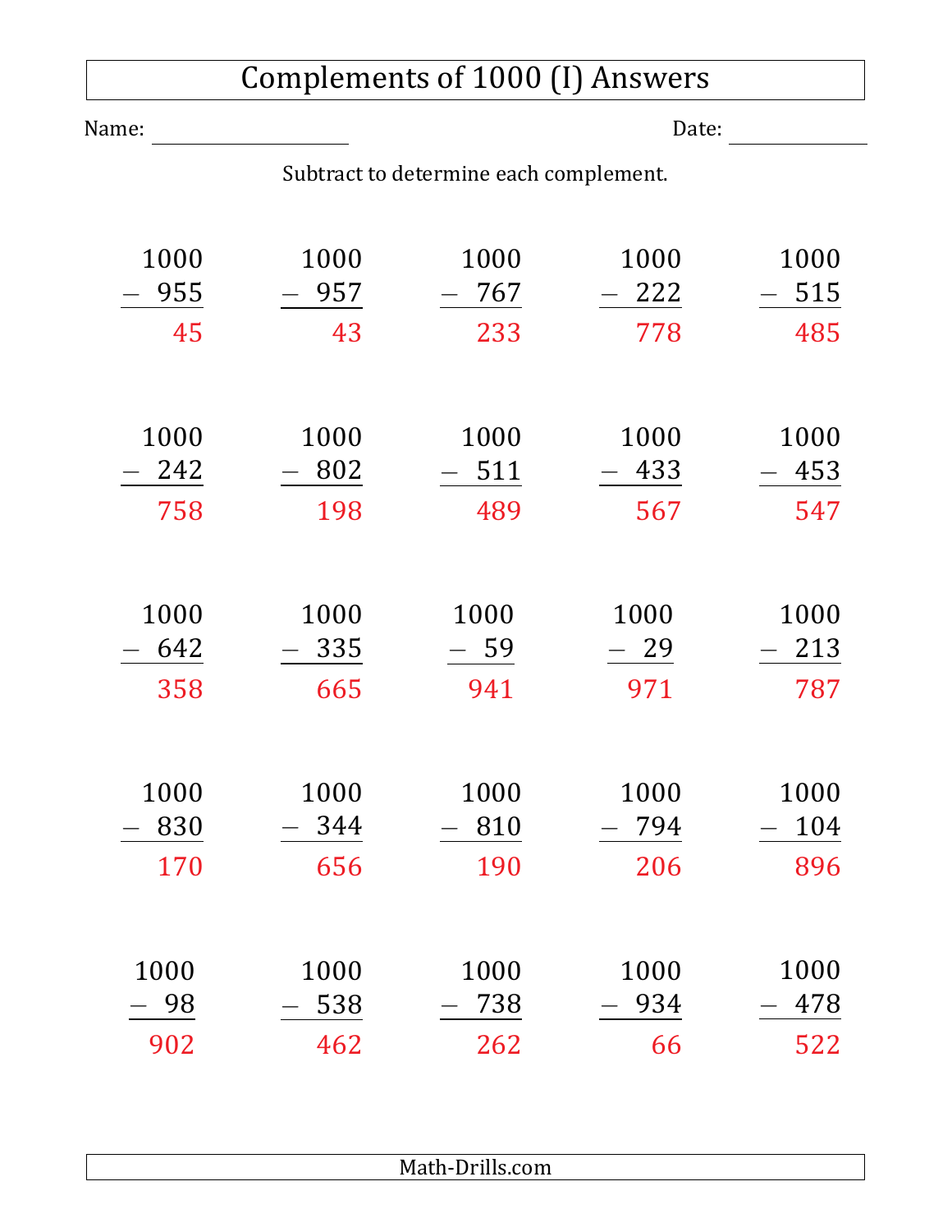# Complements of 1000 (I) Answers

Name: ____________________ Date: ______________

Subtract to determine each complement.

$$\begin{array}{r} 1000 \\ -\ 955 \\ \hline 45 \end{array} \quad \begin{array}{r} 1000 \\ -\ 957 \\ \hline 43 \end{array} \quad \begin{array}{r} 1000 \\ -\ 767 \\ \hline 233 \end{array} \quad \begin{array}{r} 1000 \\ -\ 222 \\ \hline 778 \end{array} \quad \begin{array}{r} 1000 \\ -\ 515 \\ \hline 485 \end{array}$$

$$\begin{array}{r} 1000 \\ -\ 242 \\ \hline 758 \end{array} \quad \begin{array}{r} 1000 \\ -\ 802 \\ \hline 198 \end{array} \quad \begin{array}{r} 1000 \\ -\ 511 \\ \hline 489 \end{array} \quad \begin{array}{r} 1000 \\ -\ 433 \\ \hline 567 \end{array} \quad \begin{array}{r} 1000 \\ -\ 453 \\ \hline 547 \end{array}$$

$$\begin{array}{r} 1000 \\ -\ 642 \\ \hline 358 \end{array} \quad \begin{array}{r} 1000 \\ -\ 335 \\ \hline 665 \end{array} \quad \begin{array}{r} 1000 \\ -\ 59 \\ \hline 941 \end{array} \quad \begin{array}{r} 1000 \\ -\ 29 \\ \hline 971 \end{array} \quad \begin{array}{r} 1000 \\ -\ 213 \\ \hline 787 \end{array}$$

$$\begin{array}{r} 1000 \\ -\ 830 \\ \hline 170 \end{array} \quad \begin{array}{r} 1000 \\ -\ 344 \\ \hline 656 \end{array} \quad \begin{array}{r} 1000 \\ -\ 810 \\ \hline 190 \end{array} \quad \begin{array}{r} 1000 \\ -\ 794 \\ \hline 206 \end{array} \quad \begin{array}{r} 1000 \\ -\ 104 \\ \hline 896 \end{array}$$

$$\begin{array}{r} 1000 \\ -\ 98 \\ \hline 902 \end{array} \quad \begin{array}{r} 1000 \\ -\ 538 \\ \hline 462 \end{array} \quad \begin{array}{r} 1000 \\ -\ 738 \\ \hline 262 \end{array} \quad \begin{array}{r} 1000 \\ -\ 934 \\ \hline 66 \end{array} \quad \begin{array}{r} 1000 \\ -\ 478 \\ \hline 522 \end{array}$$

Math-Drills.com